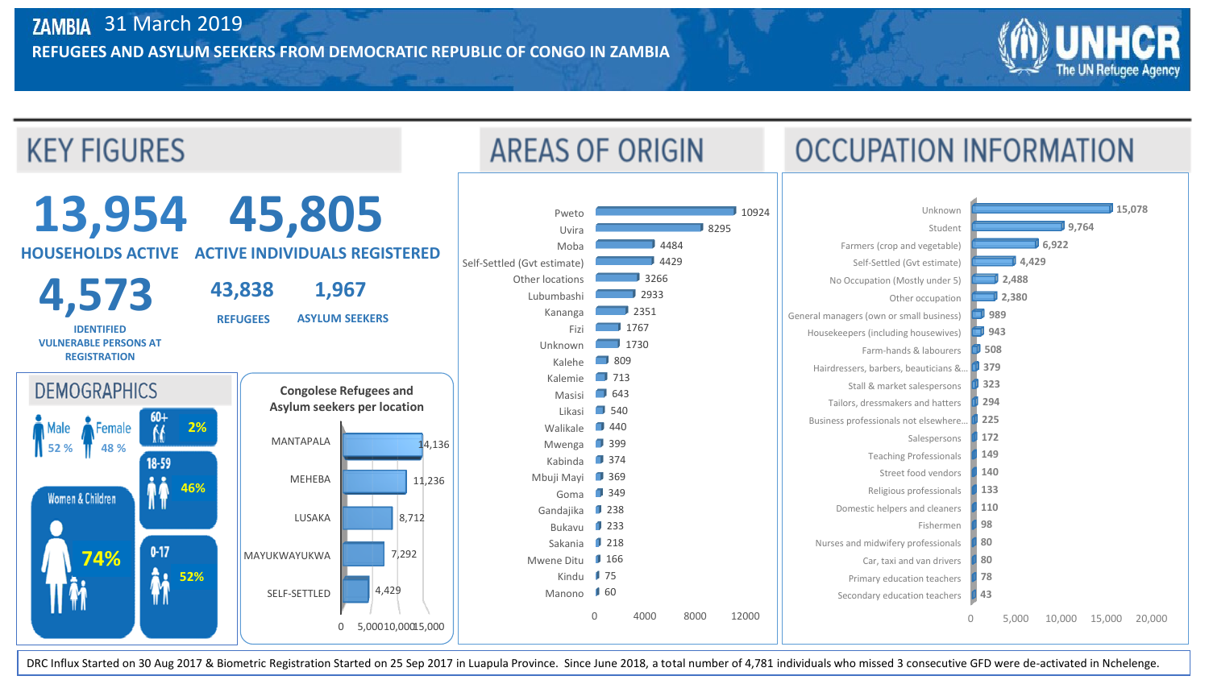# ZAMBIA 31 March 2019

## REFUGEES AND ASYLUM SEEKERS FROM DEMOCRATIC REPUBLIC OF CONGO IN ZAMBIA

UNHCR The UN Refugee Agency

## KEY FIGURES

**13,954** HOUSEHOLDS ACTIVE

**45,805** ACTIVE INDIVIDUALS REGISTERED

**4,573** IDENTIFIED VULNERABLE PERSONS AT REGISTRATION

**43,838** REFUGEES

**1,967** ASYLUM SEEKERS

## DEMOGRAPHICS

- Male 52 %
- Female 48 %
- Women & Children 74%
- 60+: 2%
- 18-59: 46%
- 0-17: 52%

### Congolese Refugees and Asylum seekers per location

| Location | Number |
|---|---|
| MANTAPALA | 14,136 |
| MEHEBA | 11,236 |
| LUSAKA | 8,712 |
| MAYUKWAYUKWA | 7,292 |
| SELF-SETTLED | 4,429 |

## AREAS OF ORIGIN

| Area | Number |
|---|---|
| Pweto | 10924 |
| Uvira | 8295 |
| Moba | 4484 |
| Self-Settled (Gvt estimate) | 4429 |
| Other locations | 3266 |
| Lubumbashi | 2933 |
| Kananga | 2351 |
| Fizi | 1767 |
| Unknown | 1730 |
| Kalehe | 809 |
| Kalemie | 713 |
| Masisi | 643 |
| Likasi | 540 |
| Walikale | 440 |
| Mwenga | 399 |
| Kabinda | 374 |
| Mbuji Mayi | 369 |
| Goma | 349 |
| Gandajika | 238 |
| Bukavu | 233 |
| Sakania | 218 |
| Mwene Ditu | 166 |
| Kindu | 75 |
| Manono | 60 |

## OCCUPATION INFORMATION

| Occupation | Number |
|---|---|
| Unknown | 15,078 |
| Student | 9,764 |
| Farmers (crop and vegetable) | 6,922 |
| Self-Settled (Gvt estimate) | 4,429 |
| No Occupation (Mostly under 5) | 2,488 |
| Other occupation | 2,380 |
| General managers (own or small business) | 989 |
| Housekeepers (including housewives) | 943 |
| Farm-hands & laboureres | 508 |
| Hairdressers, barbers, beauticians &... | 379 |
| Stall & market salespersons | 323 |
| Tailors, dressmakers and hatters | 294 |
| Business professionals not elsewhere... | 225 |
| Salespersons | 172 |
| Teaching Professionals | 149 |
| Street food vendors | 140 |
| Religious professionals | 133 |
| Domestic helpers and cleaners | 110 |
| Fishermen | 98 |
| Nurses and midwifery professionals | 80 |
| Car, taxi and van drivers | 80 |
| Primary education teachers | 78 |
| Secondary education teachers | 43 |

DRC Influx Started on 30 Aug 2017 & Biometric Registration Started on 25 Sep 2017 in Luapula Province. Since June 2018, a total number of 4,781 individuals who missed 3 consecutive GFD were de-activated in Nchelenge.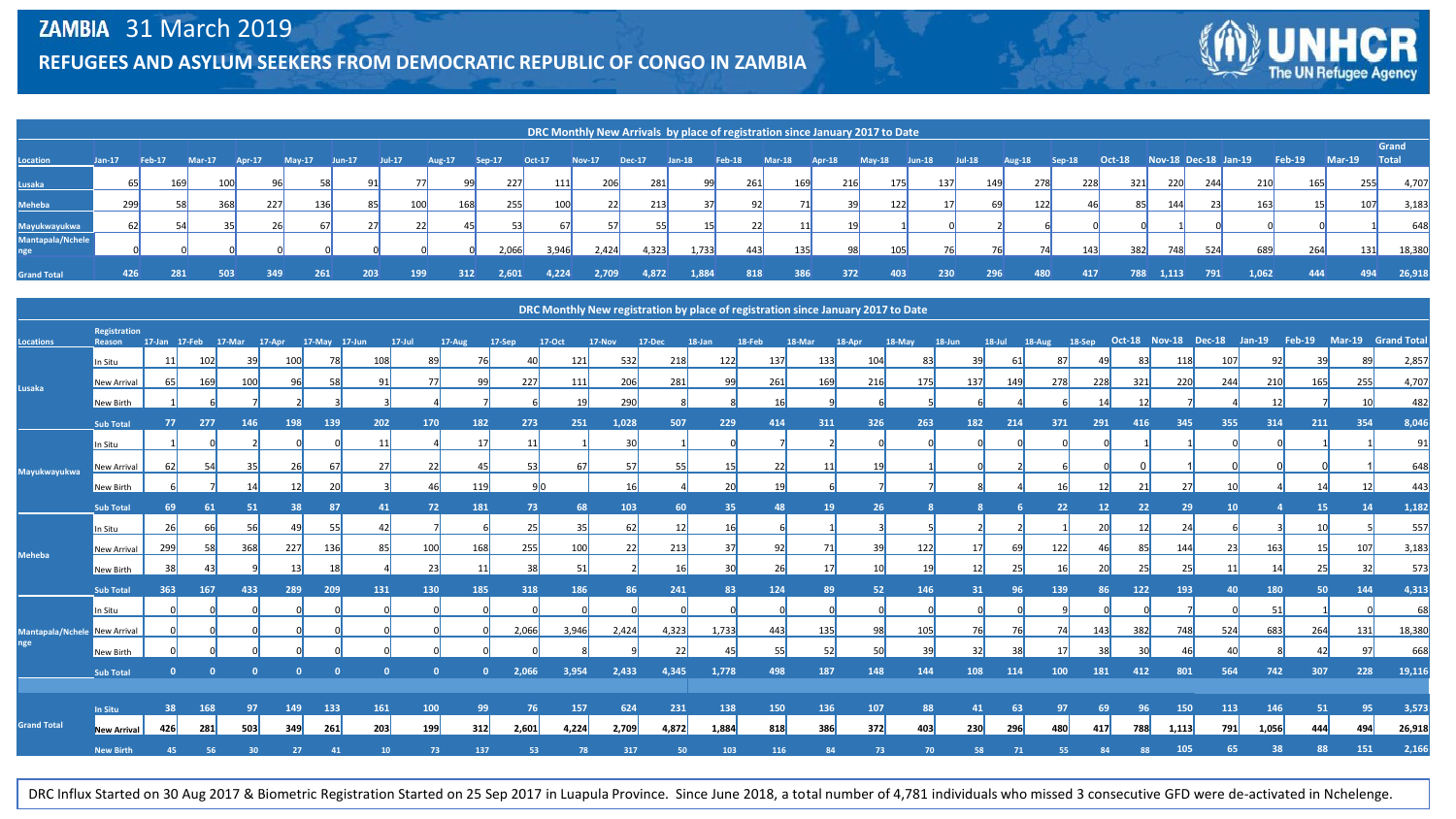# ZAMBIA 31 March 2019

## REFUGEES AND ASYLUM SEEKERS FROM DEMOCRATIC REPUBLIC OF CONGO IN ZAMBIA

**DRC Monthly New Arrivals by place of registration since January 2017 to Date**

| Location | Jan-17 | Feb-17 | Mar-17 | Apr-17 | May-17 | Jun-17 | Jul-17 | Aug-17 | Sep-17 | Oct-17 | Nov-17 | Dec-17 | Jan-18 | Feb-18 | Mar-18 | Apr-18 | May-18 | Jun-18 | Jul-18 | Aug-18 | Sep-18 | Oct-18 | Nov-18 | Dec-18 | Jan-19 | Feb-19 | Mar-19 | Grand Total |
|---|---|---|---|---|---|---|---|---|---|---|---|---|---|---|---|---|---|---|---|---|---|---|---|---|---|---|---|---|
| Lusaka | 65 | 169 | 100 | 96 | 58 | 91 | 77 | 99 | 227 | 111 | 206 | 281 | 99 | 261 | 169 | 216 | 175 | 137 | 149 | 278 | 228 | 321 | 220 | 244 | 210 | 165 | 255 | 4,707 |
| Meheba | 299 | 58 | 368 | 227 | 136 | 85 | 100 | 168 | 255 | 100 | 22 | 213 | 37 | 92 | 71 | 39 | 122 | 17 | 69 | 122 | 46 | 85 | 144 | 23 | 163 | 15 | 107 | 3,183 |
| Mayukwayukwa | 62 | 54 | 35 | 26 | 67 | 27 | 22 | 45 | 53 | 67 | 57 | 55 | 15 | 22 | 11 | 19 | 1 | 0 | 2 | 6 | 0 | 0 | 1 | 0 | 0 | 0 | 1 | 648 |
| Mantapala/Nchelenge | 0 | 0 | 0 | 0 | 0 | 0 | 0 | 0 | 2,066 | 3,946 | 2,424 | 4,323 | 1,733 | 443 | 135 | 98 | 105 | 76 | 76 | 74 | 143 | 382 | 748 | 524 | 689 | 264 | 131 | 18,380 |
| **Grand Total** | **426** | **281** | **503** | **349** | **261** | **203** | **199** | **312** | **2,601** | **4,224** | **2,709** | **4,872** | **1,884** | **818** | **386** | **372** | **403** | **230** | **296** | **480** | **417** | **788** | **1,113** | **791** | **1,062** | **444** | **494** | **26,918** |

**DRC Monthly New registration by place of registration since January 2017 to Date**

| Locations | Registration Reason | 17-Jan | 17-Feb | 17-Mar | 17-Apr | 17-May | 17-Jun | 17-Jul | 17-Aug | 17-Sep | 17-Oct | 17-Nov | 17-Dec | 18-Jan | 18-Feb | 18-Mar | 18-Apr | 18-May | 18-Jun | 18-Jul | 18-Aug | 18-Sep | Oct-18 | Nov-18 | Dec-18 | Jan-19 | Feb-19 | Mar-19 | Grand Total |
|---|---|---|---|---|---|---|---|---|---|---|---|---|---|---|---|---|---|---|---|---|---|---|---|---|---|---|---|---|
| Lusaka | In Situ | 11 | 102 | 39 | 100 | 78 | 108 | 89 | 76 | 40 | 121 | 532 | 218 | 122 | 137 | 133 | 104 | 83 | 39 | 61 | 87 | 49 | 83 | 118 | 107 | 92 | 39 | 89 | 2,857 |
| | New Arrival | 65 | 169 | 100 | 96 | 58 | 91 | 77 | 99 | 227 | 111 | 206 | 281 | 99 | 261 | 169 | 216 | 175 | 137 | 149 | 278 | 228 | 321 | 220 | 244 | 210 | 165 | 255 | 4,707 |
| | New Birth | 1 | 6 | 7 | 2 | 3 | 3 | 4 | 7 | 6 | 19 | 290 | 8 | 8 | 16 | 9 | 6 | 5 | 6 | 4 | 6 | 14 | 12 | 7 | 4 | 12 | 7 | 10 | 482 |
| | **Sub Total** | **77** | **277** | **146** | **198** | **139** | **202** | **170** | **182** | **273** | **251** | **1,028** | **507** | **229** | **414** | **311** | **326** | **263** | **182** | **214** | **371** | **291** | **416** | **345** | **355** | **314** | **211** | **354** | **8,046** |
| Mayukwayukwa | In Situ | 1 | 0 | 2 | 0 | 0 | 11 | 4 | 17 | 11 | 1 | 30 | 1 | 0 | 7 | 2 | 0 | 0 | 0 | 0 | 0 | 0 | 1 | 1 | 0 | 0 | 1 | 1 | 91 |
| | New Arrival | 62 | 54 | 35 | 26 | 67 | 27 | 22 | 45 | 53 | 67 | 57 | 55 | 15 | 22 | 11 | 19 | 1 | 0 | 2 | 6 | 0 | 0 | 1 | 0 | 0 | 0 | 1 | 648 |
| | New Birth | 6 | 7 | 14 | 12 | 20 | 3 | 46 | 119 | 9 | 0 | 16 | 4 | 20 | 19 | 6 | 7 | 7 | 8 | 4 | 16 | 12 | 21 | 27 | 10 | 4 | 14 | 12 | 443 |
| | **Sub Total** | **69** | **61** | **51** | **38** | **87** | **41** | **72** | **181** | **73** | **68** | **103** | **60** | **35** | **48** | **19** | **26** | **8** | **8** | **6** | **22** | **12** | **22** | **29** | **10** | **4** | **15** | **14** | **1,182** |
| Meheba | In Situ | 26 | 66 | 56 | 49 | 55 | 42 | 7 | 6 | 25 | 35 | 62 | 12 | 16 | 6 | 1 | 3 | 5 | 2 | 2 | 1 | 20 | 12 | 24 | 6 | 3 | 10 | 5 | 557 |
| | New Arrival | 299 | 58 | 368 | 227 | 136 | 85 | 100 | 168 | 255 | 100 | 22 | 213 | 37 | 92 | 71 | 39 | 122 | 17 | 69 | 122 | 46 | 85 | 144 | 23 | 163 | 15 | 107 | 3,183 |
| | New Birth | 38 | 43 | 9 | 13 | 18 | 4 | 23 | 11 | 38 | 51 | 2 | 16 | 30 | 26 | 17 | 10 | 19 | 12 | 25 | 16 | 20 | 25 | 25 | 11 | 14 | 25 | 32 | 573 |
| | **Sub Total** | **363** | **167** | **433** | **289** | **209** | **131** | **130** | **185** | **318** | **186** | **86** | **241** | **83** | **124** | **89** | **52** | **146** | **31** | **96** | **139** | **86** | **122** | **193** | **40** | **180** | **50** | **144** | **4,313** |
| Mantapala/Nchelenge | In Situ | 0 | 0 | 0 | 0 | 0 | 0 | 0 | 0 | 0 | 0 | 0 | 0 | 0 | 0 | 0 | 0 | 0 | 0 | 0 | 9 | 0 | 0 | 7 | 0 | 51 | 1 | 0 | 68 |
| | New Arrival | 0 | 0 | 0 | 0 | 0 | 0 | 0 | 0 | 2,066 | 3,946 | 2,424 | 4,323 | 1,733 | 443 | 135 | 98 | 105 | 76 | 76 | 74 | 143 | 382 | 748 | 524 | 683 | 264 | 131 | 18,380 |
| | New Birth | 0 | 0 | 0 | 0 | 0 | 0 | 0 | 0 | 0 | 8 | 9 | 22 | 45 | 55 | 52 | 50 | 39 | 32 | 38 | 17 | 38 | 30 | 46 | 40 | 8 | 42 | 97 | 668 |
| | **Sub Total** | **0** | **0** | **0** | **0** | **0** | **0** | **0** | **0** | **2,066** | **3,954** | **2,433** | **4,345** | **1,778** | **498** | **187** | **148** | **144** | **108** | **114** | **100** | **181** | **412** | **801** | **564** | **742** | **307** | **228** | **19,116** |
| Grand Total | In Situ | 38 | 168 | 97 | 149 | 133 | 161 | 100 | 99 | 76 | 157 | 624 | 231 | 138 | 150 | 136 | 107 | 88 | 41 | 63 | 97 | 69 | 96 | 150 | 113 | 146 | 51 | 95 | 3,573 |
| | New Arrival | 426 | 281 | 503 | 349 | 261 | 203 | 199 | 312 | 2,601 | 4,224 | 2,709 | 4,872 | 1,884 | 818 | 386 | 372 | 403 | 230 | 296 | 480 | 417 | 788 | 1,113 | 791 | 1,056 | 444 | 494 | 26,918 |
| | New Birth | 45 | 56 | 30 | 27 | 41 | 10 | 73 | 137 | 53 | 78 | 317 | 50 | 103 | 116 | 84 | 73 | 70 | 58 | 71 | 55 | 84 | 88 | 105 | 65 | 38 | 88 | 151 | 2,166 |

DRC Influx Started on 30 Aug 2017 & Biometric Registration Started on 25 Sep 2017 in Luapula Province. Since June 2018, a total number of 4,781 individuals who missed 3 consecutive GFD were de-activated in Nchelenge.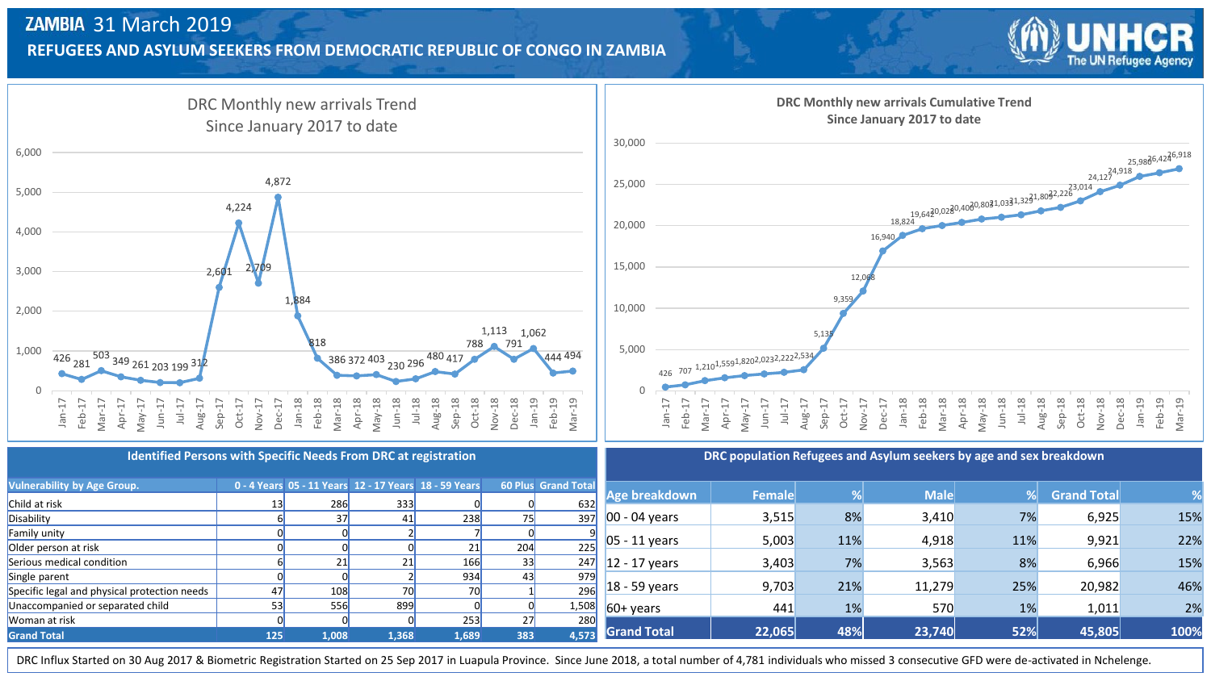# ZAMBIA 31 March 2019

## REFUGEES AND ASYLUM SEEKERS FROM DEMOCRATIC REPUBLIC OF CONGO IN ZAMBIA

UNHCR The UN Refugee Agency

### DRC Monthly new arrivals Trend Since January 2017 to date

6,000
5,000
4,000
3,000
2,000
1,000
0

426 281 503 349 261 203 199 312 2,601 4,224 2,709 4,872 1,884 818 386 372 403 230 296 480 417 788 1,113 791 1,062 444 494

Jan-17 Feb-17 Mar-17 Apr-17 May-17 Jun-17 Jul-17 Aug-17 Sep-17 Oct-17 Nov-17 Dec-17 Jan-18 Feb-18 Mar-18 Apr-18 May-18 Jun-18 Jul-18 Aug-18 Sep-18 Oct-18 Nov-18 Dec-18 Jan-19 Feb-19 Mar-19

### DRC Monthly new arrivals Cumulative Trend Since January 2017 to date

30,000
25,000
20,000
15,000
10,000
5,000
0

426 707 1,210 1,559 1,820 2,023 2,222 2,534 5,135 9,359 12,068 16,940 18,824 19,642 20,028 20,400 20,803 21,033 21,329 21,809 22,226 23,014 24,127 24,918 25,980 26,424 26,918

Jan-17 Feb-17 Mar-17 Apr-17 May-17 Jun-17 Jul-17 Aug-17 Sep-17 Oct-17 Nov-17 Dec-17 Jan-18 Feb-18 Mar-18 Apr-18 May-18 Jun-18 Jul-18 Aug-18 Sep-18 Oct-18 Nov-18 Dec-18 Jan-19 Feb-19 Mar-19

### Identified Persons with Specific Needs From DRC at registration

| Vulnerability by Age Group. | 0 - 4 Years | 05 - 11 Years | 12 - 17 Years | 18 - 59 Years | 60 Plus | Grand Total |
|---|---|---|---|---|---|---|
| Child at risk | 13 | 286 | 333 | 0 | 0 | 632 |
| Disability | 6 | 37 | 41 | 238 | 75 | 397 |
| Family unity | 0 | 0 | 2 | 7 | 0 | 9 |
| Older person at risk | 0 | 0 | 0 | 21 | 204 | 225 |
| Serious medical condition | 6 | 21 | 21 | 166 | 33 | 247 |
| Single parent | 0 | 0 | 2 | 934 | 43 | 979 |
| Specific legal and physical protection needs | 47 | 108 | 70 | 70 | 1 | 296 |
| Unaccompanied or separated child | 53 | 556 | 899 | 0 | 0 | 1,508 |
| Woman at risk | 0 | 0 | 0 | 253 | 27 | 280 |
| **Grand Total** | **125** | **1,008** | **1,368** | **1,689** | **383** | **4,573** |

### DRC population Refugees and Asylum seekers by age and sex breakdown

| Age breakdown | Female | % | Male | % | Grand Total | % |
|---|---|---|---|---|---|---|
| 00 - 04 years | 3,515 | 8% | 3,410 | 7% | 6,925 | 15% |
| 05 - 11 years | 5,003 | 11% | 4,918 | 11% | 9,921 | 22% |
| 12 - 17 years | 3,403 | 7% | 3,563 | 8% | 6,966 | 15% |
| 18 - 59 years | 9,703 | 21% | 11,279 | 25% | 20,982 | 46% |
| 60+ years | 441 | 1% | 570 | 1% | 1,011 | 2% |
| **Grand Total** | **22,065** | **48%** | **23,740** | **52%** | **45,805** | **100%** |

DRC Influx Started on 30 Aug 2017 & Biometric Registration Started on 25 Sep 2017 in Luapula Province. Since June 2018, a total number of 4,781 individuals who missed 3 consecutive GFD were de-activated in Nchelenge.